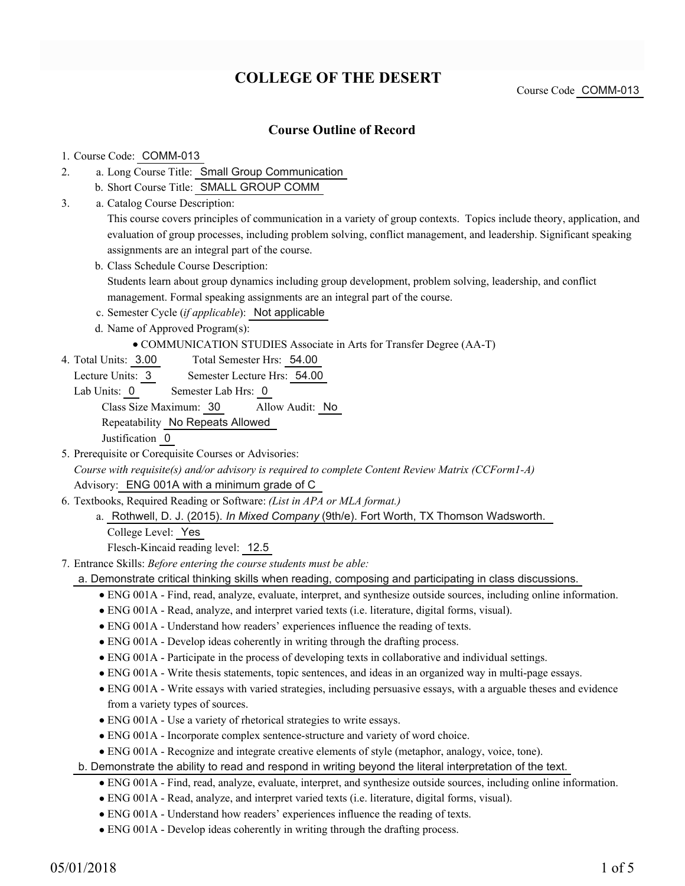# COLLEGE OF THE DESERT

Course Code COMM-013

## Course Outline of Record

1. Course Code: COMM-013
2. a. Long Course Title: Small Group Communication
   b. Short Course Title: SMALL GROUP COMM
3. a. Catalog Course Description:
   This course covers principles of communication in a variety of group contexts. Topics include theory, application, and evaluation of group processes, including problem solving, conflict management, and leadership. Significant speaking assignments are an integral part of the course.
   b. Class Schedule Course Description:
   Students learn about group dynamics including group development, problem solving, leadership, and conflict management. Formal speaking assignments are an integral part of the course.
   c. Semester Cycle (*if applicable*): Not applicable
   d. Name of Approved Program(s):
      - COMMUNICATION STUDIES Associate in Arts for Transfer Degree (AA-T)
4. Total Units: 3.00 Total Semester Hrs: 54.00
   Lecture Units: 3 Semester Lecture Hrs: 54.00
   Lab Units: 0 Semester Lab Hrs: 0
   Class Size Maximum: 30 Allow Audit: No
   Repeatability No Repeats Allowed
   Justification 0
5. Prerequisite or Corequisite Courses or Advisories:
   *Course with requisite(s) and/or advisory is required to complete Content Review Matrix (CCForm1-A)*
   Advisory: ENG 001A with a minimum grade of C
6. Textbooks, Required Reading or Software: *(List in APA or MLA format.)*
   a. Rothwell, D. J. (2015). *In Mixed Company* (9th/e). Fort Worth, TX Thomson Wadsworth.
      College Level: Yes
      Flesch-Kincaid reading level: 12.5
7. Entrance Skills: *Before entering the course students must be able:*
   a. Demonstrate critical thinking skills when reading, composing and participating in class discussions.
      - ENG 001A - Find, read, analyze, evaluate, interpret, and synthesize outside sources, including online information.
      - ENG 001A - Read, analyze, and interpret varied texts (i.e. literature, digital forms, visual).
      - ENG 001A - Understand how readers' experiences influence the reading of texts.
      - ENG 001A - Develop ideas coherently in writing through the drafting process.
      - ENG 001A - Participate in the process of developing texts in collaborative and individual settings.
      - ENG 001A - Write thesis statements, topic sentences, and ideas in an organized way in multi-page essays.
      - ENG 001A - Write essays with varied strategies, including persuasive essays, with a arguable theses and evidence from a variety types of sources.
      - ENG 001A - Use a variety of rhetorical strategies to write essays.
      - ENG 001A - Incorporate complex sentence-structure and variety of word choice.
      - ENG 001A - Recognize and integrate creative elements of style (metaphor, analogy, voice, tone).
   b. Demonstrate the ability to read and respond in writing beyond the literal interpretation of the text.
      - ENG 001A - Find, read, analyze, evaluate, interpret, and synthesize outside sources, including online information.
      - ENG 001A - Read, analyze, and interpret varied texts (i.e. literature, digital forms, visual).
      - ENG 001A - Understand how readers' experiences influence the reading of texts.
      - ENG 001A - Develop ideas coherently in writing through the drafting process.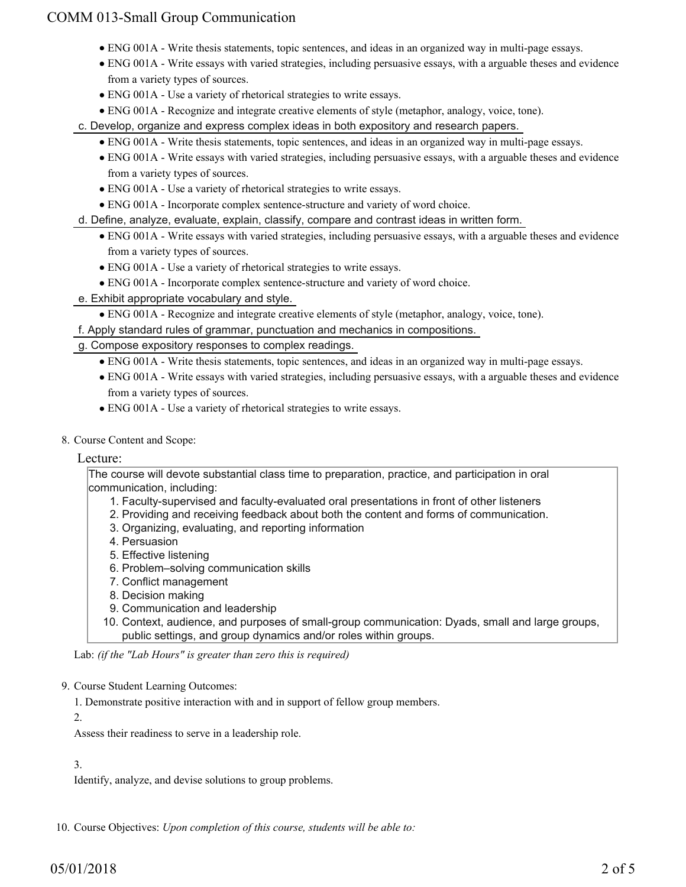- ENG 001A - Write thesis statements, topic sentences, and ideas in an organized way in multi-page essays.
- ENG 001A - Write essays with varied strategies, including persuasive essays, with a arguable theses and evidence from a variety types of sources.
- ENG 001A - Use a variety of rhetorical strategies to write essays.
- ENG 001A - Recognize and integrate creative elements of style (metaphor, analogy, voice, tone).

c. Develop, organize and express complex ideas in both expository and research papers.

- ENG 001A - Write thesis statements, topic sentences, and ideas in an organized way in multi-page essays.
- ENG 001A - Write essays with varied strategies, including persuasive essays, with a arguable theses and evidence from a variety types of sources.
- ENG 001A - Use a variety of rhetorical strategies to write essays.
- ENG 001A - Incorporate complex sentence-structure and variety of word choice.

d. Define, analyze, evaluate, explain, classify, compare and contrast ideas in written form.

- ENG 001A - Write essays with varied strategies, including persuasive essays, with a arguable theses and evidence from a variety types of sources.
- ENG 001A - Use a variety of rhetorical strategies to write essays.
- ENG 001A - Incorporate complex sentence-structure and variety of word choice.

e. Exhibit appropriate vocabulary and style.

- ENG 001A - Recognize and integrate creative elements of style (metaphor, analogy, voice, tone).

f. Apply standard rules of grammar, punctuation and mechanics in compositions.

g. Compose expository responses to complex readings.

- ENG 001A - Write thesis statements, topic sentences, and ideas in an organized way in multi-page essays.
- ENG 001A - Write essays with varied strategies, including persuasive essays, with a arguable theses and evidence from a variety types of sources.
- ENG 001A - Use a variety of rhetorical strategies to write essays.

8. Course Content and Scope:

Lecture:

The course will devote substantial class time to preparation, practice, and participation in oral communication, including:

1. Faculty-supervised and faculty-evaluated oral presentations in front of other listeners
2. Providing and receiving feedback about both the content and forms of communication.
3. Organizing, evaluating, and reporting information
4. Persuasion
5. Effective listening
6. Problem–solving communication skills
7. Conflict management
8. Decision making
9. Communication and leadership
10. Context, audience, and purposes of small-group communication: Dyads, small and large groups, public settings, and group dynamics and/or roles within groups.

Lab: *(if the "Lab Hours" is greater than zero this is required)*

9. Course Student Learning Outcomes:

1. Demonstrate positive interaction with and in support of fellow group members.

2. Assess their readiness to serve in a leadership role.

3. Identify, analyze, and devise solutions to group problems.

10. Course Objectives: *Upon completion of this course, students will be able to:*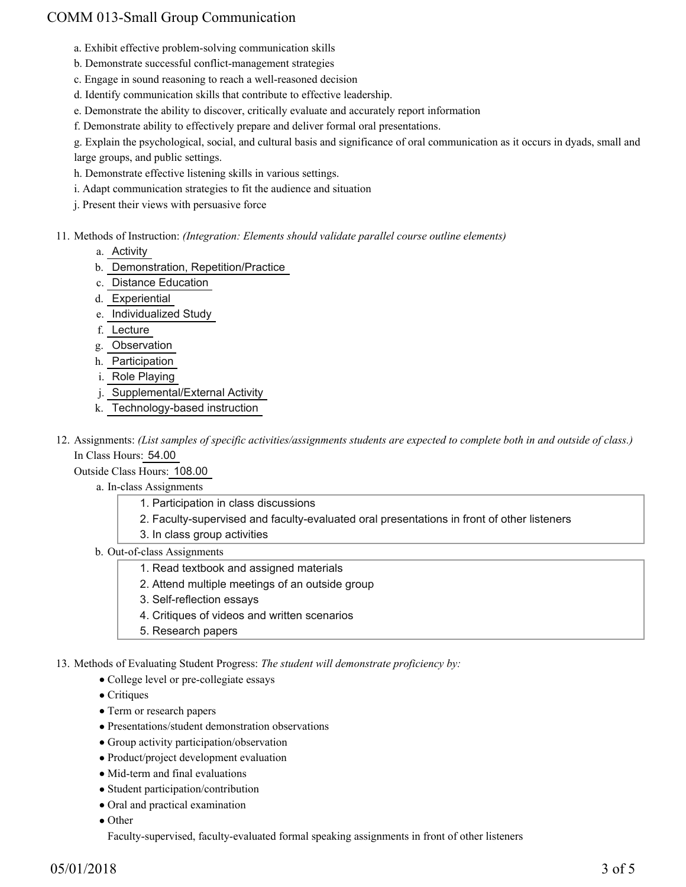a. Exhibit effective problem-solving communication skills

b. Demonstrate successful conflict-management strategies

c. Engage in sound reasoning to reach a well-reasoned decision

d. Identify communication skills that contribute to effective leadership.

e. Demonstrate the ability to discover, critically evaluate and accurately report information

f. Demonstrate ability to effectively prepare and deliver formal oral presentations.

g. Explain the psychological, social, and cultural basis and significance of oral communication as it occurs in dyads, small and large groups, and public settings.

h. Demonstrate effective listening skills in various settings.

i. Adapt communication strategies to fit the audience and situation

j. Present their views with persuasive force

11. Methods of Instruction: *(Integration: Elements should validate parallel course outline elements)*
    a. Activity
    b. Demonstration, Repetition/Practice
    c. Distance Education
    d. Experiential
    e. Individualized Study
    f. Lecture
    g. Observation
    h. Participation
    i. Role Playing
    j. Supplemental/External Activity
    k. Technology-based instruction

12. Assignments: *(List samples of specific activities/assignments students are expected to complete both in and outside of class.)*
    In Class Hours: 54.00
    Outside Class Hours: 108.00
    a. In-class Assignments
        1. Participation in class discussions
        2. Faculty-supervised and faculty-evaluated oral presentations in front of other listeners
        3. In class group activities
    b. Out-of-class Assignments
        1. Read textbook and assigned materials
        2. Attend multiple meetings of an outside group
        3. Self-reflection essays
        4. Critiques of videos and written scenarios
        5. Research papers

13. Methods of Evaluating Student Progress: *The student will demonstrate proficiency by:*
    - College level or pre-collegiate essays
    - Critiques
    - Term or research papers
    - Presentations/student demonstration observations
    - Group activity participation/observation
    - Product/project development evaluation
    - Mid-term and final evaluations
    - Student participation/contribution
    - Oral and practical examination
    - Other

    Faculty-supervised, faculty-evaluated formal speaking assignments in front of other listeners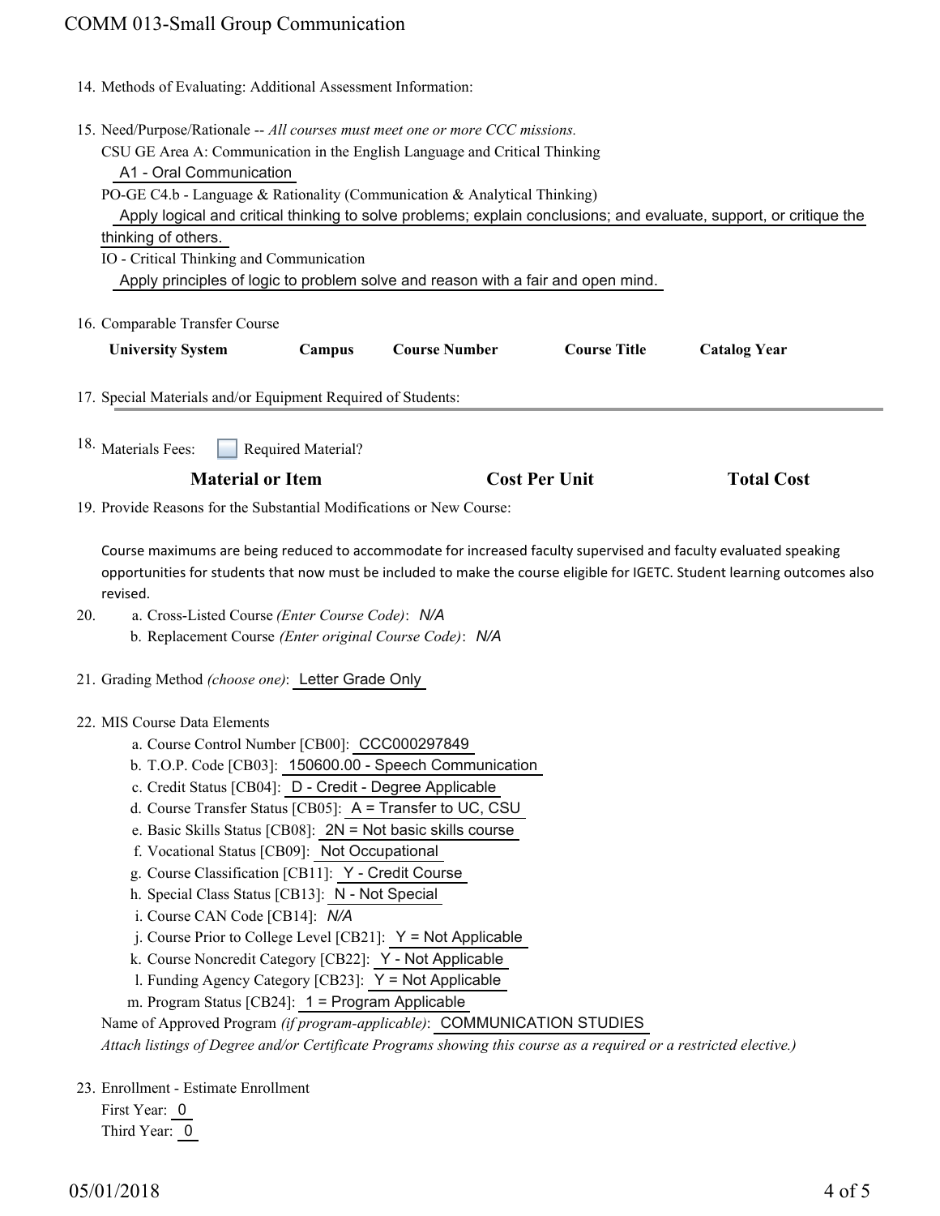14. Methods of Evaluating: Additional Assessment Information:

15. Need/Purpose/Rationale -- *All courses must meet one or more CCC missions.*

    CSU GE Area A: Communication in the English Language and Critical Thinking

    A1 - Oral Communication

    PO-GE C4.b - Language & Rationality (Communication & Analytical Thinking)

    Apply logical and critical thinking to solve problems; explain conclusions; and evaluate, support, or critique the thinking of others.

    IO - Critical Thinking and Communication

    Apply principles of logic to problem solve and reason with a fair and open mind.

16. Comparable Transfer Course

| University System | Campus | Course Number | Course Title | Catalog Year |
| --- | --- | --- | --- | --- |

17. Special Materials and/or Equipment Required of Students:

18. Materials Fees: ☐ Required Material?

| Material or Item | Cost Per Unit | Total Cost |
| --- | --- | --- |

19. Provide Reasons for the Substantial Modifications or New Course:

    Course maximums are being reduced to accommodate for increased faculty supervised and faculty evaluated speaking opportunities for students that now must be included to make the course eligible for IGETC. Student learning outcomes also revised.

20. a. Cross-Listed Course *(Enter Course Code)*: *N/A*

    b. Replacement Course *(Enter original Course Code)*: *N/A*

21. Grading Method *(choose one)*: Letter Grade Only

22. MIS Course Data Elements

    a. Course Control Number [CB00]: CCC000297849

    b. T.O.P. Code [CB03]: 150600.00 - Speech Communication

    c. Credit Status [CB04]: D - Credit - Degree Applicable

    d. Course Transfer Status [CB05]: A = Transfer to UC, CSU

    e. Basic Skills Status [CB08]: 2N = Not basic skills course

    f. Vocational Status [CB09]: Not Occupational

    g. Course Classification [CB11]: Y - Credit Course

    h. Special Class Status [CB13]: N - Not Special

    i. Course CAN Code [CB14]: *N/A*

    j. Course Prior to College Level [CB21]: Y = Not Applicable

    k. Course Noncredit Category [CB22]: Y - Not Applicable

    l. Funding Agency Category [CB23]: Y = Not Applicable

    m. Program Status [CB24]: 1 = Program Applicable

    Name of Approved Program *(if program-applicable)*: COMMUNICATION STUDIES

    *Attach listings of Degree and/or Certificate Programs showing this course as a required or a restricted elective.)*

23. Enrollment - Estimate Enrollment

    First Year: 0

    Third Year: 0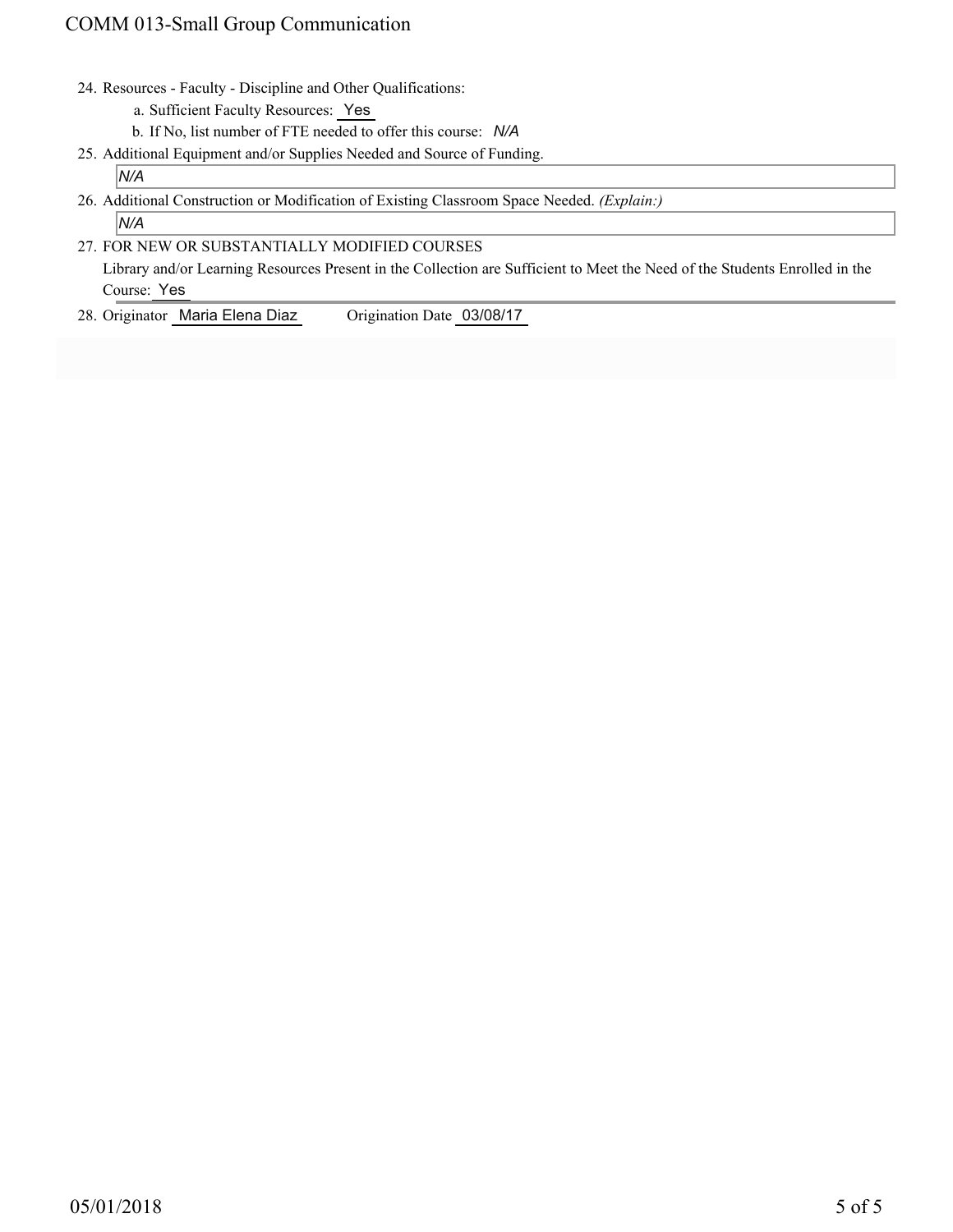24. Resources - Faculty - Discipline and Other Qualifications:
    a. Sufficient Faculty Resources: Yes
    b. If No, list number of FTE needed to offer this course: *N/A*
25. Additional Equipment and/or Supplies Needed and Source of Funding.

    *N/A*
26. Additional Construction or Modification of Existing Classroom Space Needed. *(Explain:)*

    *N/A*
27. FOR NEW OR SUBSTANTIALLY MODIFIED COURSES

    Library and/or Learning Resources Present in the Collection are Sufficient to Meet the Need of the Students Enrolled in the Course: Yes
28. Originator Maria Elena Diaz Origination Date 03/08/17